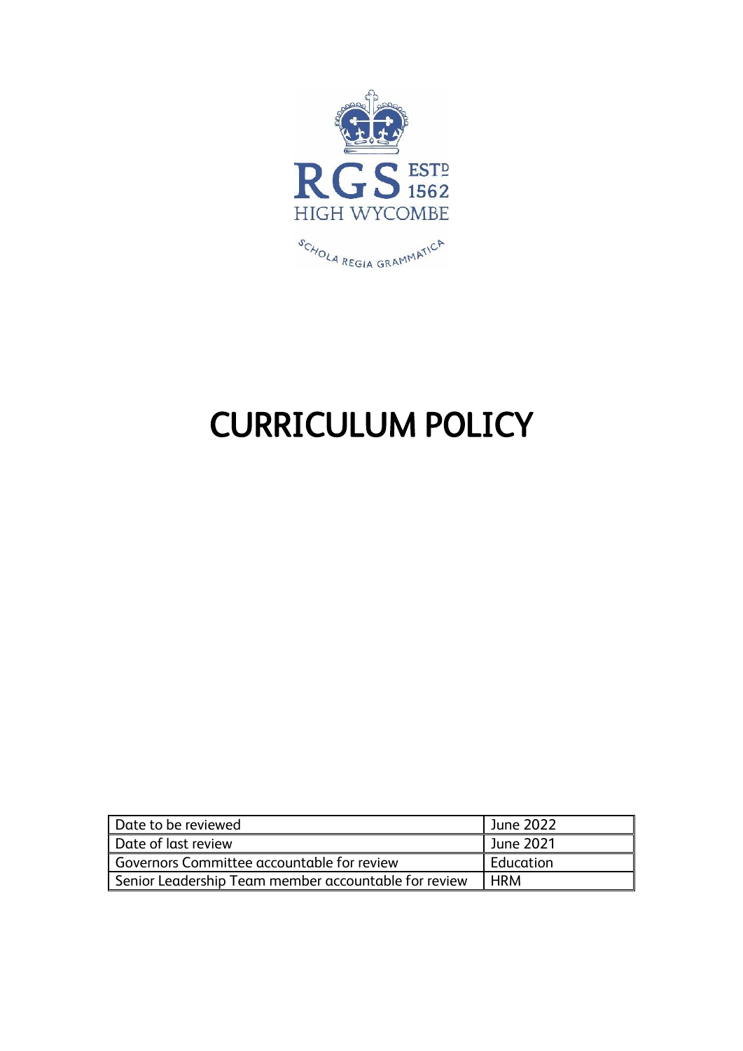RGS ESTD 1562
HIGH WYCOMBE

SCHOLA REGIA GRAMMATICA

# CURRICULUM POLICY

| Date to be reviewed | June 2022 |
|---|---|
| Date of last review | June 2021 |
| Governors Committee accountable for review | Education |
| Senior Leadership Team member accountable for review | HRM |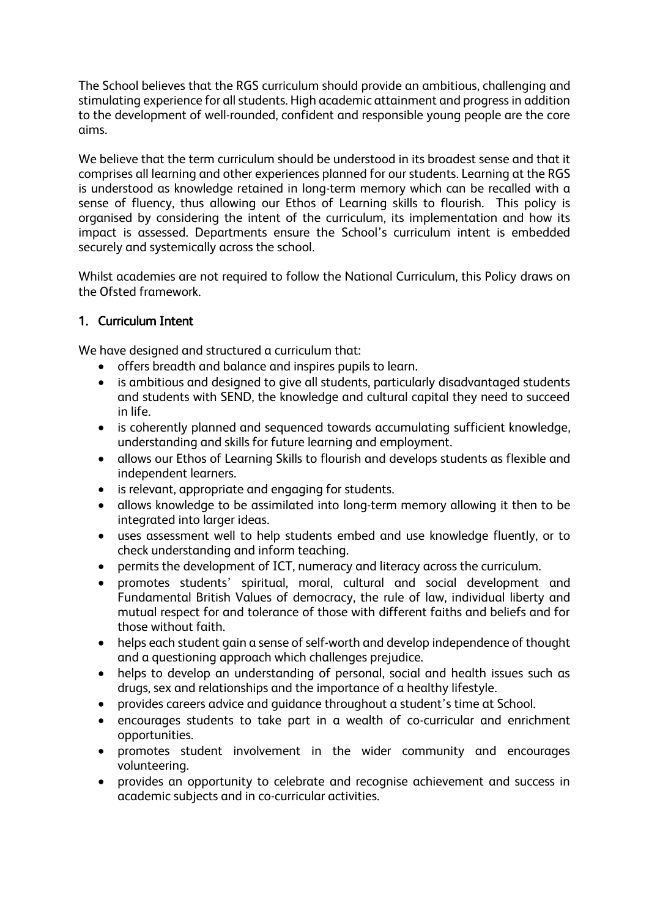The School believes that the RGS curriculum should provide an ambitious, challenging and stimulating experience for all students. High academic attainment and progress in addition to the development of well-rounded, confident and responsible young people are the core aims.

We believe that the term curriculum should be understood in its broadest sense and that it comprises all learning and other experiences planned for our students. Learning at the RGS is understood as knowledge retained in long-term memory which can be recalled with a sense of fluency, thus allowing our Ethos of Learning skills to flourish. This policy is organised by considering the intent of the curriculum, its implementation and how its impact is assessed. Departments ensure the School's curriculum intent is embedded securely and systemically across the school.

Whilst academies are not required to follow the National Curriculum, this Policy draws on the Ofsted framework.

## 1. Curriculum Intent

We have designed and structured a curriculum that:

- offers breadth and balance and inspires pupils to learn.
- is ambitious and designed to give all students, particularly disadvantaged students and students with SEND, the knowledge and cultural capital they need to succeed in life.
- is coherently planned and sequenced towards accumulating sufficient knowledge, understanding and skills for future learning and employment.
- allows our Ethos of Learning Skills to flourish and develops students as flexible and independent learners.
- is relevant, appropriate and engaging for students.
- allows knowledge to be assimilated into long-term memory allowing it then to be integrated into larger ideas.
- uses assessment well to help students embed and use knowledge fluently, or to check understanding and inform teaching.
- permits the development of ICT, numeracy and literacy across the curriculum.
- promotes students' spiritual, moral, cultural and social development and Fundamental British Values of democracy, the rule of law, individual liberty and mutual respect for and tolerance of those with different faiths and beliefs and for those without faith.
- helps each student gain a sense of self-worth and develop independence of thought and a questioning approach which challenges prejudice.
- helps to develop an understanding of personal, social and health issues such as drugs, sex and relationships and the importance of a healthy lifestyle.
- provides careers advice and guidance throughout a student's time at School.
- encourages students to take part in a wealth of co-curricular and enrichment opportunities.
- promotes student involvement in the wider community and encourages volunteering.
- provides an opportunity to celebrate and recognise achievement and success in academic subjects and in co-curricular activities.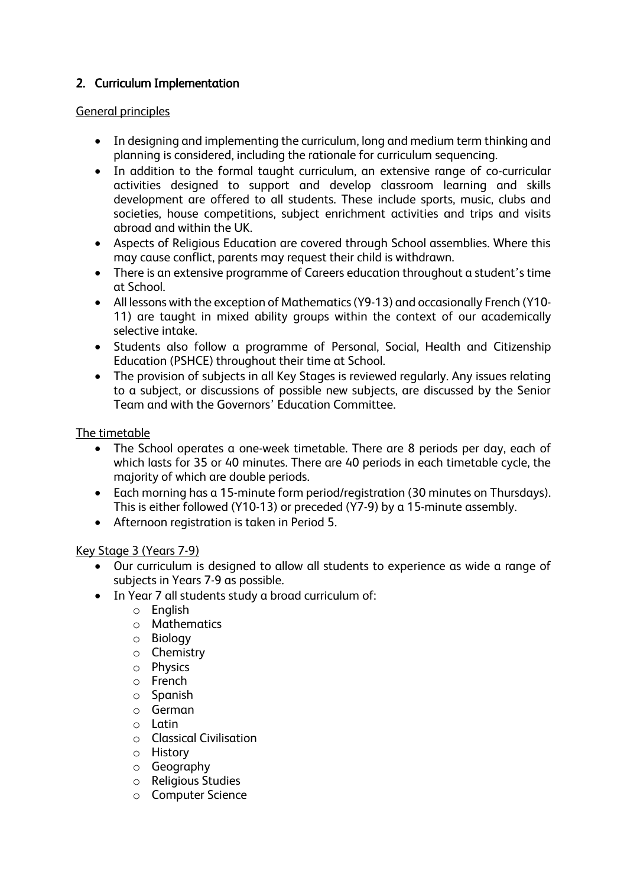## 2. Curriculum Implementation

General principles

- In designing and implementing the curriculum, long and medium term thinking and planning is considered, including the rationale for curriculum sequencing.
- In addition to the formal taught curriculum, an extensive range of co-curricular activities designed to support and develop classroom learning and skills development are offered to all students. These include sports, music, clubs and societies, house competitions, subject enrichment activities and trips and visits abroad and within the UK.
- Aspects of Religious Education are covered through School assemblies. Where this may cause conflict, parents may request their child is withdrawn.
- There is an extensive programme of Careers education throughout a student's time at School.
- All lessons with the exception of Mathematics (Y9-13) and occasionally French (Y10-11) are taught in mixed ability groups within the context of our academically selective intake.
- Students also follow a programme of Personal, Social, Health and Citizenship Education (PSHCE) throughout their time at School.
- The provision of subjects in all Key Stages is reviewed regularly. Any issues relating to a subject, or discussions of possible new subjects, are discussed by the Senior Team and with the Governors' Education Committee.

The timetable

- The School operates a one-week timetable. There are 8 periods per day, each of which lasts for 35 or 40 minutes. There are 40 periods in each timetable cycle, the majority of which are double periods.
- Each morning has a 15-minute form period/registration (30 minutes on Thursdays). This is either followed (Y10-13) or preceded (Y7-9) by a 15-minute assembly.
- Afternoon registration is taken in Period 5.

Key Stage 3 (Years 7-9)

- Our curriculum is designed to allow all students to experience as wide a range of subjects in Years 7-9 as possible.
- In Year 7 all students study a broad curriculum of:
  - English
  - Mathematics
  - Biology
  - Chemistry
  - Physics
  - French
  - Spanish
  - German
  - Latin
  - Classical Civilisation
  - History
  - Geography
  - Religious Studies
  - Computer Science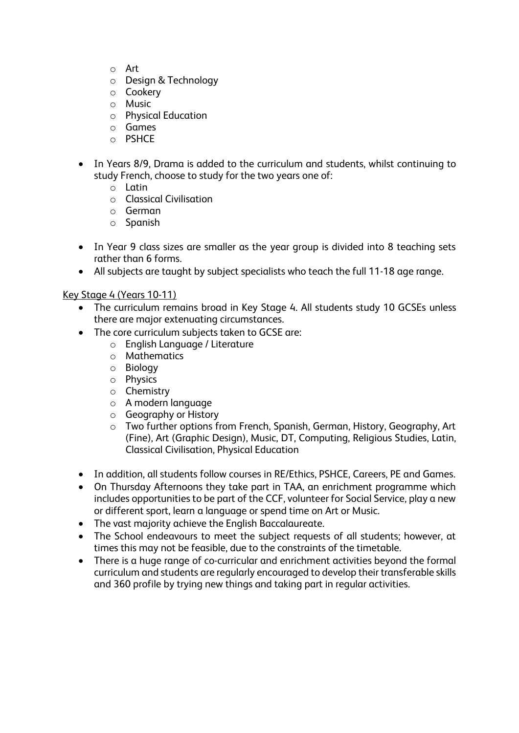- Art
  - Design & Technology
  - Cookery
  - Music
  - Physical Education
  - Games
  - PSHCE

- In Years 8/9, Drama is added to the curriculum and students, whilst continuing to study French, choose to study for the two years one of:
  - Latin
  - Classical Civilisation
  - German
  - Spanish
- In Year 9 class sizes are smaller as the year group is divided into 8 teaching sets rather than 6 forms.
- All subjects are taught by subject specialists who teach the full 11-18 age range.

<u>Key Stage 4 (Years 10-11)</u>

- The curriculum remains broad in Key Stage 4. All students study 10 GCSEs unless there are major extenuating circumstances.
- The core curriculum subjects taken to GCSE are:
  - English Language / Literature
  - Mathematics
  - Biology
  - Physics
  - Chemistry
  - A modern language
  - Geography or History
  - Two further options from French, Spanish, German, History, Geography, Art (Fine), Art (Graphic Design), Music, DT, Computing, Religious Studies, Latin, Classical Civilisation, Physical Education
- In addition, all students follow courses in RE/Ethics, PSHCE, Careers, PE and Games.
- On Thursday Afternoons they take part in TAA, an enrichment programme which includes opportunities to be part of the CCF, volunteer for Social Service, play a new or different sport, learn a language or spend time on Art or Music.
- The vast majority achieve the English Baccalaureate.
- The School endeavours to meet the subject requests of all students; however, at times this may not be feasible, due to the constraints of the timetable.
- There is a huge range of co-curricular and enrichment activities beyond the formal curriculum and students are regularly encouraged to develop their transferable skills and 360 profile by trying new things and taking part in regular activities.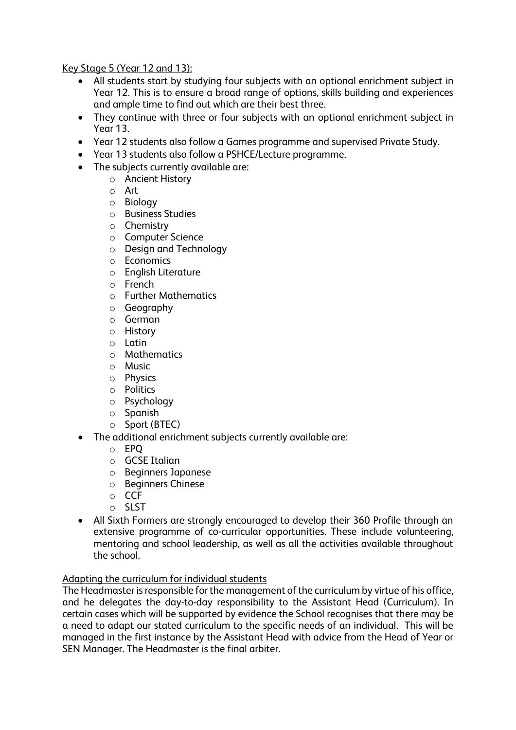Key Stage 5 (Year 12 and 13):

- All students start by studying four subjects with an optional enrichment subject in Year 12. This is to ensure a broad range of options, skills building and experiences and ample time to find out which are their best three.
- They continue with three or four subjects with an optional enrichment subject in Year 13.
- Year 12 students also follow a Games programme and supervised Private Study.
- Year 13 students also follow a PSHCE/Lecture programme.
- The subjects currently available are:
  - Ancient History
  - Art
  - Biology
  - Business Studies
  - Chemistry
  - Computer Science
  - Design and Technology
  - Economics
  - English Literature
  - French
  - Further Mathematics
  - Geography
  - German
  - History
  - Latin
  - Mathematics
  - Music
  - Physics
  - Politics
  - Psychology
  - Spanish
  - Sport (BTEC)
- The additional enrichment subjects currently available are:
  - EPQ
  - GCSE Italian
  - Beginners Japanese
  - Beginners Chinese
  - CCF
  - SLST
- All Sixth Formers are strongly encouraged to develop their 360 Profile through an extensive programme of co-curricular opportunities. These include volunteering, mentoring and school leadership, as well as all the activities available throughout the school.

Adapting the curriculum for individual students

The Headmaster is responsible for the management of the curriculum by virtue of his office, and he delegates the day-to-day responsibility to the Assistant Head (Curriculum). In certain cases which will be supported by evidence the School recognises that there may be a need to adapt our stated curriculum to the specific needs of an individual. This will be managed in the first instance by the Assistant Head with advice from the Head of Year or SEN Manager. The Headmaster is the final arbiter.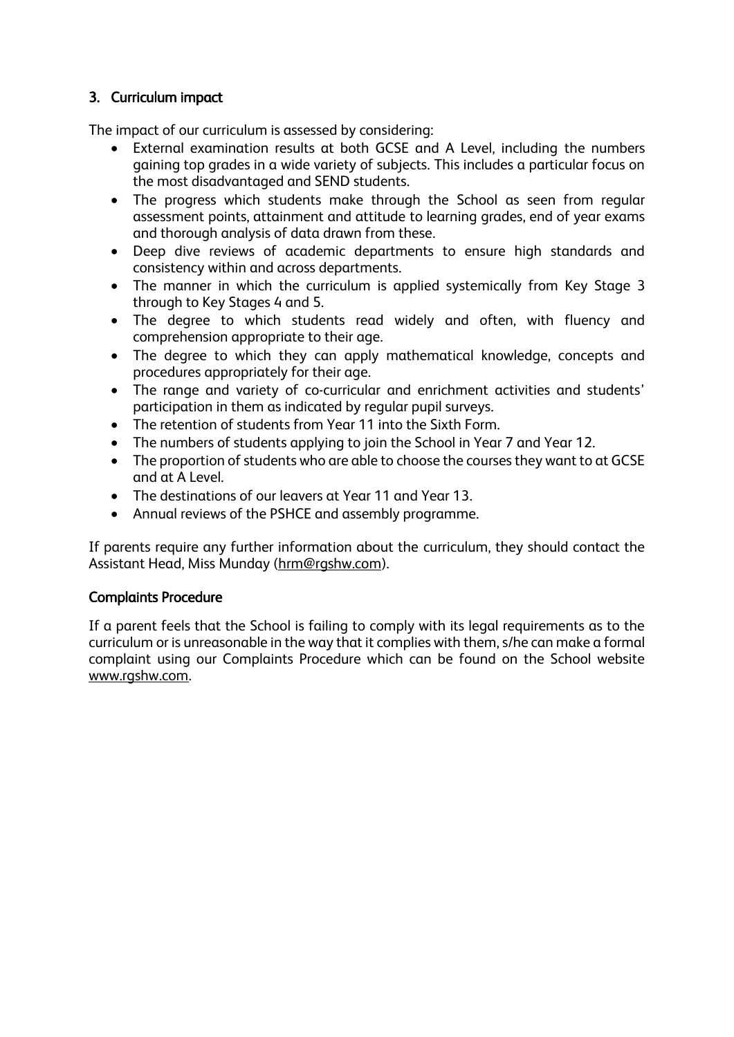## 3. Curriculum impact

The impact of our curriculum is assessed by considering:

- External examination results at both GCSE and A Level, including the numbers gaining top grades in a wide variety of subjects. This includes a particular focus on the most disadvantaged and SEND students.
- The progress which students make through the School as seen from regular assessment points, attainment and attitude to learning grades, end of year exams and thorough analysis of data drawn from these.
- Deep dive reviews of academic departments to ensure high standards and consistency within and across departments.
- The manner in which the curriculum is applied systemically from Key Stage 3 through to Key Stages 4 and 5.
- The degree to which students read widely and often, with fluency and comprehension appropriate to their age.
- The degree to which they can apply mathematical knowledge, concepts and procedures appropriately for their age.
- The range and variety of co-curricular and enrichment activities and students' participation in them as indicated by regular pupil surveys.
- The retention of students from Year 11 into the Sixth Form.
- The numbers of students applying to join the School in Year 7 and Year 12.
- The proportion of students who are able to choose the courses they want to at GCSE and at A Level.
- The destinations of our leavers at Year 11 and Year 13.
- Annual reviews of the PSHCE and assembly programme.

If parents require any further information about the curriculum, they should contact the Assistant Head, Miss Munday (hrm@rgshw.com).

## Complaints Procedure

If a parent feels that the School is failing to comply with its legal requirements as to the curriculum or is unreasonable in the way that it complies with them, s/he can make a formal complaint using our Complaints Procedure which can be found on the School website www.rgshw.com.